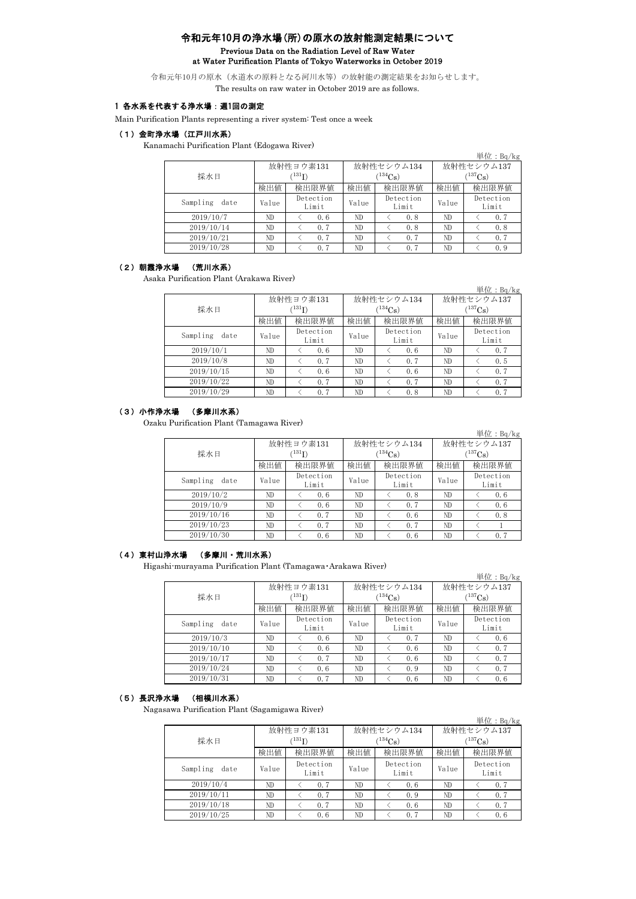# 令和元年10月の浄水場(所)の原水の放射能測定結果について

## Previous Data on the Radiation Level of Raw Water at Water Purification Plants of Tokyo Waterworks in October 2019

令和元年10月の原水（水道水の原料となる河川水等）の放射能の測定結果をお知らせします。

The results on raw water in October 2019 are as follows.

### 1 各水系を代表する浄水場：週1回の測定

Main Purification Plants representing a river system: Test once a week

#### （1）金町浄水場（江戸川水系）

Kanamachi Purification Plant (Edogawa River)

単位：Bq/kg

| 採水日 | 放射性ヨウ素131 ($^{131}I$) | | 放射性セシウム134 ($^{134}Cs$) | | 放射性セシウム137 ($^{137}Cs$) | |
|---|---|---|---|---|---|---|
| | 検出値 | 検出限界値 | 検出値 | 検出限界値 | 検出値 | 検出限界値 |
| Sampling date | Value | Detection Limit | Value | Detection Limit | Value | Detection Limit |
| 2019/10/7 | ND | < 0.6 | ND | < 0.8 | ND | < 0.7 |
| 2019/10/14 | ND | < 0.7 | ND | < 0.8 | ND | < 0.8 |
| 2019/10/21 | ND | < 0.7 | ND | < 0.7 | ND | < 0.7 |
| 2019/10/28 | ND | < 0.7 | ND | < 0.7 | ND | < 0.9 |

#### （2）朝霞浄水場　（荒川水系）

Asaka Purification Plant (Arakawa River)

単位：Bq/kg

| 採水日 | 放射性ヨウ素131 ($^{131}I$) | | 放射性セシウム134 ($^{134}Cs$) | | 放射性セシウム137 ($^{137}Cs$) | |
|---|---|---|---|---|---|---|
| | 検出値 | 検出限界値 | 検出値 | 検出限界値 | 検出値 | 検出限界値 |
| Sampling date | Value | Detection Limit | Value | Detection Limit | Value | Detection Limit |
| 2019/10/1 | ND | < 0.6 | ND | < 0.6 | ND | < 0.7 |
| 2019/10/8 | ND | < 0.7 | ND | < 0.7 | ND | < 0.5 |
| 2019/10/15 | ND | < 0.6 | ND | < 0.6 | ND | < 0.7 |
| 2019/10/22 | ND | < 0.7 | ND | < 0.7 | ND | < 0.7 |
| 2019/10/29 | ND | < 0.7 | ND | < 0.8 | ND | < 0.7 |

#### （3）小作浄水場　（多摩川水系）

Ozaku Purification Plant (Tamagawa River)

単位：Bq/kg

| 採水日 | 放射性ヨウ素131 ($^{131}I$) | | 放射性セシウム134 ($^{134}Cs$) | | 放射性セシウム137 ($^{137}Cs$) | |
|---|---|---|---|---|---|---|
| | 検出値 | 検出限界値 | 検出値 | 検出限界値 | 検出値 | 検出限界値 |
| Sampling date | Value | Detection Limit | Value | Detection Limit | Value | Detection Limit |
| 2019/10/2 | ND | < 0.6 | ND | < 0.8 | ND | < 0.6 |
| 2019/10/9 | ND | < 0.6 | ND | < 0.7 | ND | < 0.6 |
| 2019/10/16 | ND | < 0.7 | ND | < 0.6 | ND | < 0.8 |
| 2019/10/23 | ND | < 0.7 | ND | < 0.7 | ND | < 1 |
| 2019/10/30 | ND | < 0.6 | ND | < 0.6 | ND | < 0.7 |

#### （4）東村山浄水場　（多摩川・荒川水系）

Higashi-murayama Purification Plant (Tamagawa・Arakawa River)

単位：Bq/kg

| 採水日 | 放射性ヨウ素131 ($^{131}I$) | | 放射性セシウム134 ($^{134}Cs$) | | 放射性セシウム137 ($^{137}Cs$) | |
|---|---|---|---|---|---|---|
| | 検出値 | 検出限界値 | 検出値 | 検出限界値 | 検出値 | 検出限界値 |
| Sampling date | Value | Detection Limit | Value | Detection Limit | Value | Detection Limit |
| 2019/10/3 | ND | < 0.6 | ND | < 0.7 | ND | < 0.6 |
| 2019/10/10 | ND | < 0.6 | ND | < 0.6 | ND | < 0.7 |
| 2019/10/17 | ND | < 0.7 | ND | < 0.6 | ND | < 0.7 |
| 2019/10/24 | ND | < 0.6 | ND | < 0.9 | ND | < 0.7 |
| 2019/10/31 | ND | < 0.7 | ND | < 0.6 | ND | < 0.6 |

#### （5）長沢浄水場　（相模川水系）

Nagasawa Purification Plant (Sagamigawa River)

単位：Bq/kg

| 採水日 | 放射性ヨウ素131 ($^{131}I$) | | 放射性セシウム134 ($^{134}Cs$) | | 放射性セシウム137 ($^{137}Cs$) | |
|---|---|---|---|---|---|---|
| | 検出値 | 検出限界値 | 検出値 | 検出限界値 | 検出値 | 検出限界値 |
| Sampling date | Value | Detection Limit | Value | Detection Limit | Value | Detection Limit |
| 2019/10/4 | ND | < 0.7 | ND | < 0.6 | ND | < 0.7 |
| 2019/10/11 | ND | < 0.7 | ND | < 0.9 | ND | < 0.7 |
| 2019/10/18 | ND | < 0.7 | ND | < 0.6 | ND | < 0.7 |
| 2019/10/25 | ND | < 0.6 | ND | < 0.7 | ND | < 0.6 |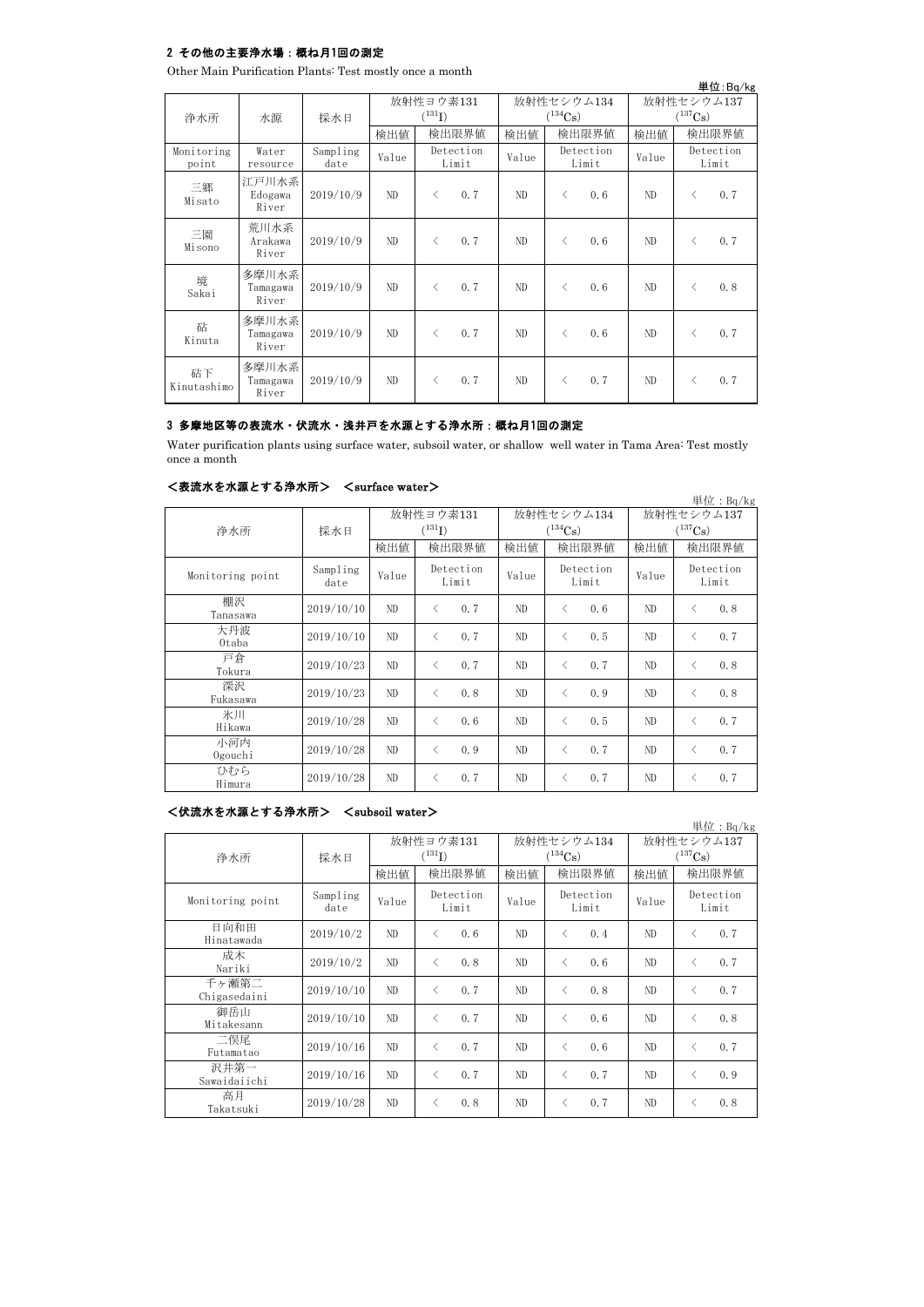## 2 その他の主要浄水場：概ね月1回の測定

Other Main Purification Plants: Test mostly once a month

単位:Bq/kg

| 浄水所 | 水源 | 採水日 | 放射性ヨウ素131 ($^{131}$I) | | | 放射性セシウム134 ($^{134}$Cs) | | | 放射性セシウム137 ($^{137}$Cs) | | |
|---|---|---|---|---|---|---|---|---|---|---|---|
| | | | 検出値 | 検出限界値 | | 検出値 | 検出限界値 | | 検出値 | 検出限界値 | |
| Monitoring point | Water resource | Sampling date | Value | Detection Limit | | Value | Detection Limit | | Value | Detection Limit | |
| 三郷 Misato | 江戸川水系 Edogawa River | 2019/10/9 | ND | < | 0.7 | ND | < | 0.6 | ND | < | 0.7 |
| 三園 Misono | 荒川水系 Arakawa River | 2019/10/9 | ND | < | 0.7 | ND | < | 0.6 | ND | < | 0.7 |
| 境 Sakai | 多摩川水系 Tamagawa River | 2019/10/9 | ND | < | 0.7 | ND | < | 0.6 | ND | < | 0.8 |
| 砧 Kinuta | 多摩川水系 Tamagawa River | 2019/10/9 | ND | < | 0.7 | ND | < | 0.6 | ND | < | 0.7 |
| 砧下 Kinutashimo | 多摩川水系 Tamagawa River | 2019/10/9 | ND | < | 0.7 | ND | < | 0.7 | ND | < | 0.7 |

## 3 多摩地区等の表流水・伏流水・浅井戸を水源とする浄水所：概ね月1回の測定

Water purification plants using surface water, subsoil water, or shallow well water in Tama Area: Test mostly once a month

### <表流水を水源とする浄水所> <surface water>

単位：Bq/kg

| 浄水所 | 採水日 | 放射性ヨウ素131 ($^{131}$I) | | | 放射性セシウム134 ($^{134}$Cs) | | | 放射性セシウム137 ($^{137}$Cs) | | |
|---|---|---|---|---|---|---|---|---|---|---|
| | | 検出値 | 検出限界値 | | 検出値 | 検出限界値 | | 検出値 | 検出限界値 | |
| Monitoring point | Sampling date | Value | Detection Limit | | Value | Detection Limit | | Value | Detection Limit | |
| 棚沢 Tanasawa | 2019/10/10 | ND | < | 0.7 | ND | < | 0.6 | ND | < | 0.8 |
| 大丹波 Otaba | 2019/10/10 | ND | < | 0.7 | ND | < | 0.5 | ND | < | 0.7 |
| 戸倉 Tokura | 2019/10/23 | ND | < | 0.7 | ND | < | 0.7 | ND | < | 0.8 |
| 深沢 Fukasawa | 2019/10/23 | ND | < | 0.8 | ND | < | 0.9 | ND | < | 0.8 |
| 氷川 Hikawa | 2019/10/28 | ND | < | 0.6 | ND | < | 0.5 | ND | < | 0.7 |
| 小河内 Ogouchi | 2019/10/28 | ND | < | 0.9 | ND | < | 0.7 | ND | < | 0.7 |
| ひむら Himura | 2019/10/28 | ND | < | 0.7 | ND | < | 0.7 | ND | < | 0.7 |

### <伏流水を水源とする浄水所> <subsoil water>

単位：Bq/kg

| 浄水所 | 採水日 | 放射性ヨウ素131 ($^{131}$I) | | | 放射性セシウム134 ($^{134}$Cs) | | | 放射性セシウム137 ($^{137}$Cs) | | |
|---|---|---|---|---|---|---|---|---|---|---|
| | | 検出値 | 検出限界値 | | 検出値 | 検出限界値 | | 検出値 | 検出限界値 | |
| Monitoring point | Sampling date | Value | Detection Limit | | Value | Detection Limit | | Value | Detection Limit | |
| 日向和田 Hinatawada | 2019/10/2 | ND | < | 0.6 | ND | < | 0.4 | ND | < | 0.7 |
| 成木 Nariki | 2019/10/2 | ND | < | 0.8 | ND | < | 0.6 | ND | < | 0.7 |
| 千ヶ瀬第二 Chigasedaini | 2019/10/10 | ND | < | 0.7 | ND | < | 0.8 | ND | < | 0.7 |
| 御岳山 Mitakesann | 2019/10/10 | ND | < | 0.7 | ND | < | 0.6 | ND | < | 0.8 |
| 二俣尾 Futamatao | 2019/10/16 | ND | < | 0.7 | ND | < | 0.6 | ND | < | 0.7 |
| 沢井第一 Sawaidaiichi | 2019/10/16 | ND | < | 0.7 | ND | < | 0.7 | ND | < | 0.9 |
| 高月 Takatsuki | 2019/10/28 | ND | < | 0.8 | ND | < | 0.7 | ND | < | 0.8 |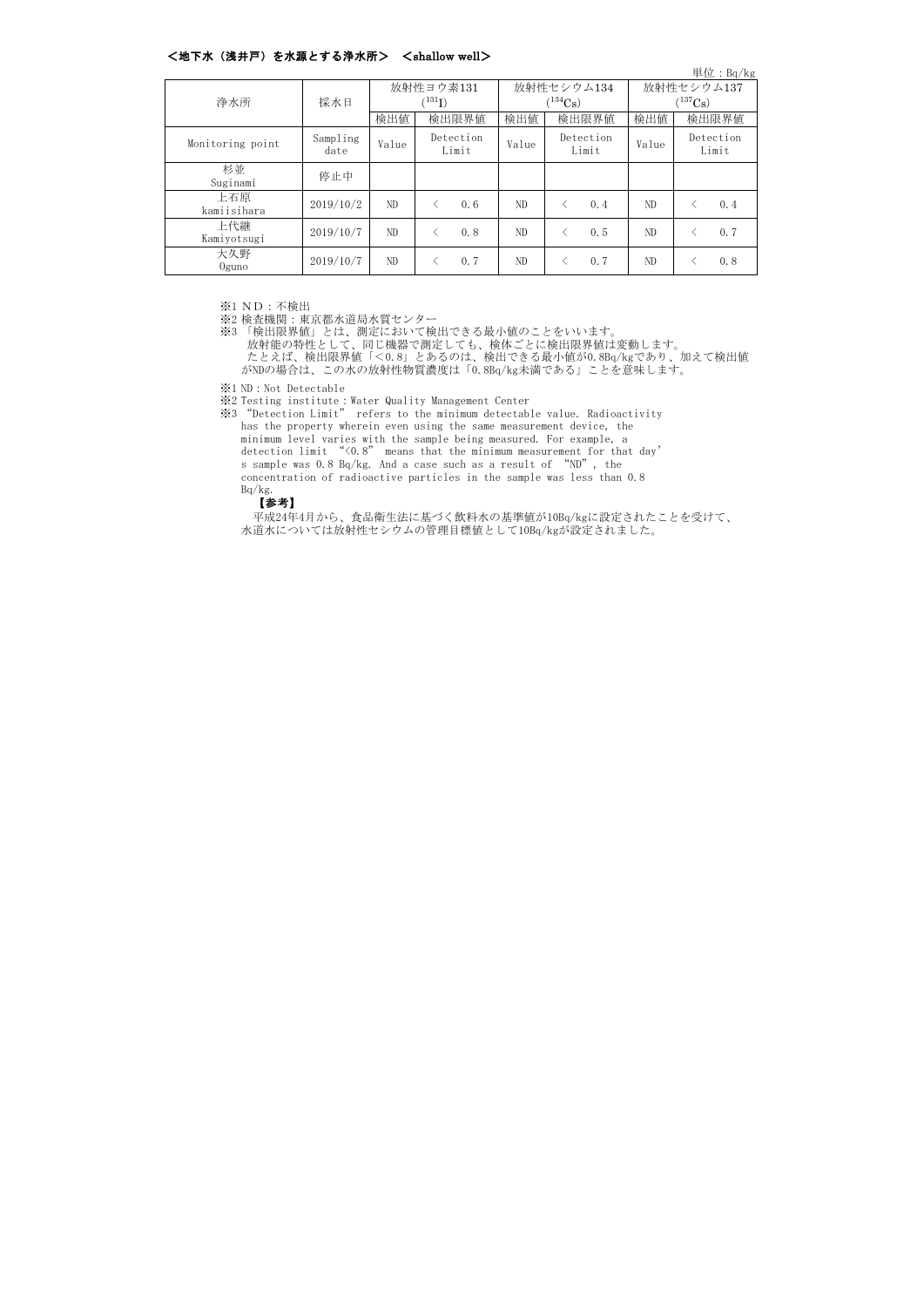**＜地下水（浅井戸）を水源とする浄水所＞　＜shallow well＞**

単位：Bq/kg

| 浄水所 | 採水日 | 放射性ヨウ素131 ($^{131}I$) | | 放射性セシウム134 ($^{134}Cs$) | | 放射性セシウム137 ($^{137}Cs$) | |
|---|---|---|---|---|---|---|---|
| | | 検出値 | 検出限界値 | 検出値 | 検出限界値 | 検出値 | 検出限界値 |
| Monitoring point | Sampling date | Value | Detection Limit | Value | Detection Limit | Value | Detection Limit |
| 杉並 Suginami | 停止中 | | | | | | |
| 上石原 kamiisihara | 2019/10/2 | ND | ＜　0.6 | ND | ＜　0.4 | ND | ＜　0.4 |
| 上代継 Kamiyotsugi | 2019/10/7 | ND | ＜　0.8 | ND | ＜　0.5 | ND | ＜　0.7 |
| 大久野 Oguno | 2019/10/7 | ND | ＜　0.7 | ND | ＜　0.7 | ND | ＜　0.8 |

※1 ＮＤ：不検出
※2 検査機関：東京都水道局水質センター
※3 「検出限界値」とは、測定において検出できる最小値のことをいいます。
　放射能の特性として、同じ機器で測定しても、検体ごとに検出限界値は変動します。
　たとえば、検出限界値「＜0.8」とあるのは、検出できる最小値が0.8Bq/kgであり、加えて検出値がNDの場合は、この水の放射性物質濃度は「0.8Bq/kg未満である」ことを意味します。

※1 ND：Not Detectable
※2 Testing institute：Water Quality Management Center
※3 "Detection Limit" refers to the minimum detectable value. Radioactivity has the property wherein even using the same measurement device, the minimum level varies with the sample being measured. For example, a detection limit "<0.8" means that the minimum measurement for that day's sample was 0.8 Bq/kg. And a case such as a result of "ND", the concentration of radioactive particles in the sample was less than 0.8 Bq/kg.

**【参考】**
平成24年4月から、食品衛生法に基づく飲料水の基準値が10Bq/kgに設定されたことを受けて、水道水については放射性セシウムの管理目標値として10Bq/kgが設定されました。